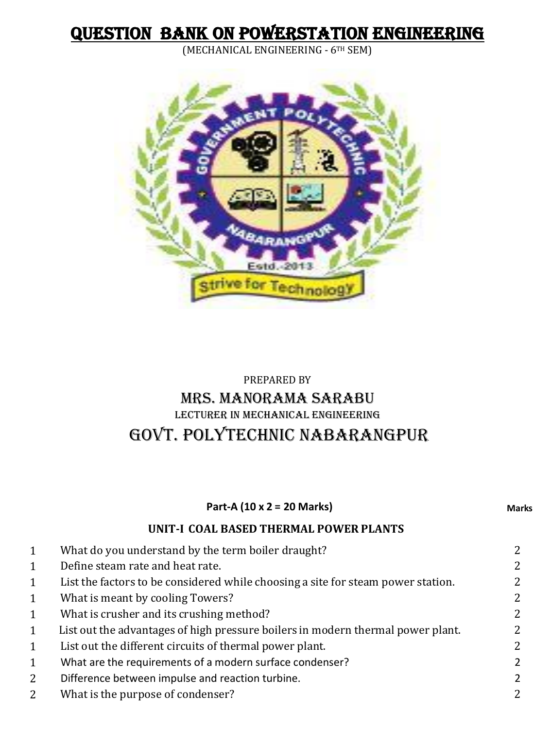# QUESTION BANK ON POWERSTATION ENGINEERING

(MECHANICAL ENGINEERING - 6TH SEM)

PREPARED BY

## MRS. MANORAMA SARABU

LECTURER IN MECHANICAL ENGINEERING

## GOVT. POLYTECHNIC NABARANGPUR

**Part-A (10 x 2 = 20 Marks)** **Marks**

### UNIT-I COAL BASED THERMAL POWER PLANTS

| | | Marks |
|---|---|---|
| 1 | What do you understand by the term boiler draught? | 2 |
| 1 | Define steam rate and heat rate. | 2 |
| 1 | List the factors to be considered while choosing a site for steam power station. | 2 |
| 1 | What is meant by cooling Towers? | 2 |
| 1 | What is crusher and its crushing method? | 2 |
| 1 | List out the advantages of high pressure boilers in modern thermal power plant. | 2 |
| 1 | List out the different circuits of thermal power plant. | 2 |
| 1 | What are the requirements of a modern surface condenser? | 2 |
| 2 | Difference between impulse and reaction turbine. | 2 |
| 2 | What is the purpose of condenser? | 2 |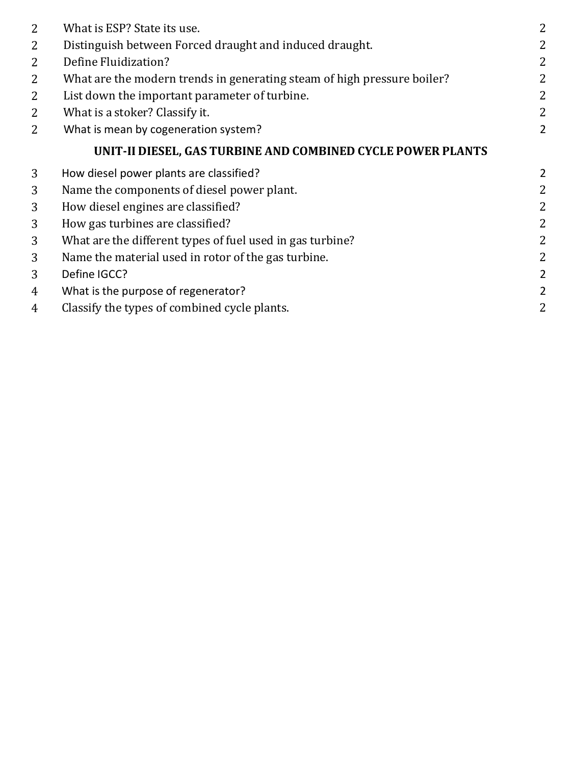| | | |
|---|---|---|
| 2 | What is ESP? State its use. | 2 |
| 2 | Distinguish between Forced draught and induced draught. | 2 |
| 2 | Define Fluidization? | 2 |
| 2 | What are the modern trends in generating steam of high pressure boiler? | 2 |
| 2 | List down the important parameter of turbine. | 2 |
| 2 | What is a stoker? Classify it. | 2 |
| 2 | What is mean by cogeneration system? | 2 |

## UNIT-II DIESEL, GAS TURBINE AND COMBINED CYCLE POWER PLANTS

| | | |
|---|---|---|
| 3 | How diesel power plants are classified? | 2 |
| 3 | Name the components of diesel power plant. | 2 |
| 3 | How diesel engines are classified? | 2 |
| 3 | How gas turbines are classified? | 2 |
| 3 | What are the different types of fuel used in gas turbine? | 2 |
| 3 | Name the material used in rotor of the gas turbine. | 2 |
| 3 | Define IGCC? | 2 |
| 4 | What is the purpose of regenerator? | 2 |
| 4 | Classify the types of combined cycle plants. | 2 |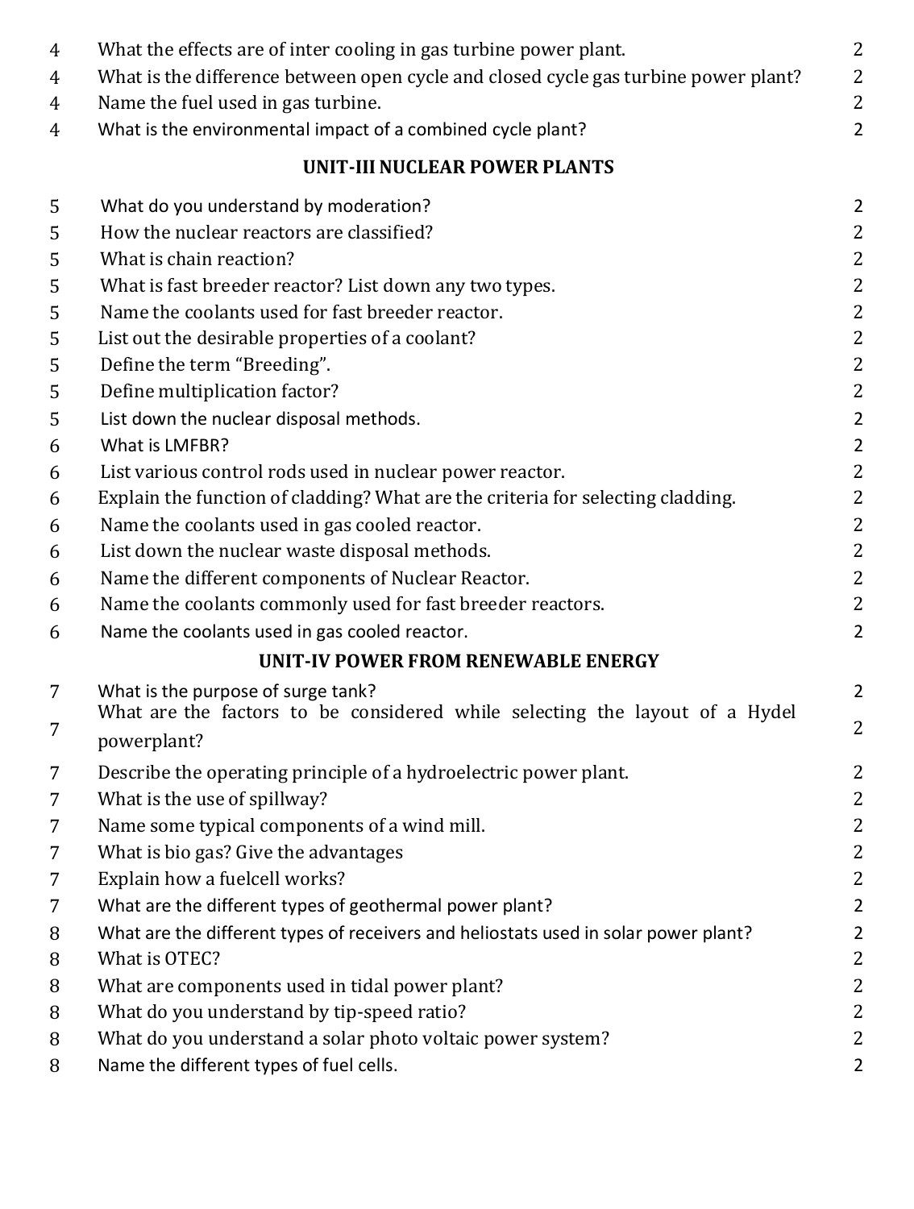| | | |
|---|---|---|
| 4 | What the effects are of inter cooling in gas turbine power plant. | 2 |
| 4 | What is the difference between open cycle and closed cycle gas turbine power plant? | 2 |
| 4 | Name the fuel used in gas turbine. | 2 |
| 4 | What is the environmental impact of a combined cycle plant? | 2 |

## UNIT-III NUCLEAR POWER PLANTS

| | | |
|---|---|---|
| 5 | What do you understand by moderation? | 2 |
| 5 | How the nuclear reactors are classified? | 2 |
| 5 | What is chain reaction? | 2 |
| 5 | What is fast breeder reactor? List down any two types. | 2 |
| 5 | Name the coolants used for fast breeder reactor. | 2 |
| 5 | List out the desirable properties of a coolant? | 2 |
| 5 | Define the term "Breeding". | 2 |
| 5 | Define multiplication factor? | 2 |
| 5 | List down the nuclear disposal methods. | 2 |
| 6 | What is LMFBR? | 2 |
| 6 | List various control rods used in nuclear power reactor. | 2 |
| 6 | Explain the function of cladding? What are the criteria for selecting cladding. | 2 |
| 6 | Name the coolants used in gas cooled reactor. | 2 |
| 6 | List down the nuclear waste disposal methods. | 2 |
| 6 | Name the different components of Nuclear Reactor. | 2 |
| 6 | Name the coolants commonly used for fast breeder reactors. | 2 |
| 6 | Name the coolants used in gas cooled reactor. | 2 |

## UNIT-IV POWER FROM RENEWABLE ENERGY

| | | |
|---|---|---|
| 7 | What is the purpose of surge tank? | 2 |
| 7 | What are the factors to be considered while selecting the layout of a Hydel powerplant? | 2 |
| 7 | Describe the operating principle of a hydroelectric power plant. | 2 |
| 7 | What is the use of spillway? | 2 |
| 7 | Name some typical components of a wind mill. | 2 |
| 7 | What is bio gas? Give the advantages | 2 |
| 7 | Explain how a fuelcell works? | 2 |
| 7 | What are the different types of geothermal power plant? | 2 |
| 8 | What are the different types of receivers and heliostats used in solar power plant? | 2 |
| 8 | What is OTEC? | 2 |
| 8 | What are components used in tidal power plant? | 2 |
| 8 | What do you understand by tip-speed ratio? | 2 |
| 8 | What do you understand a solar photo voltaic power system? | 2 |
| 8 | Name the different types of fuel cells. | 2 |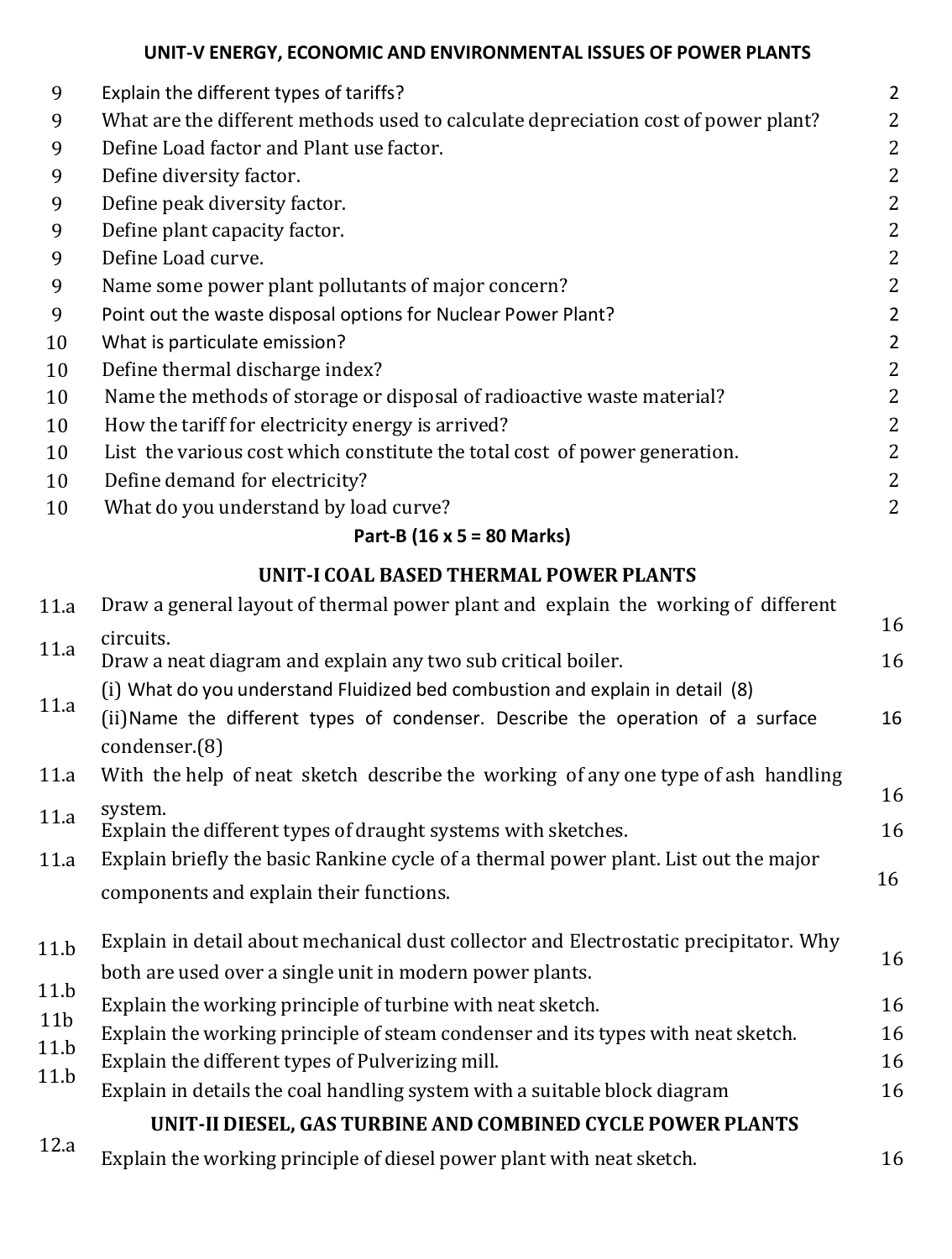### UNIT-V ENERGY, ECONOMIC AND ENVIRONMENTAL ISSUES OF POWER PLANTS

| | | |
|---|---|---|
| 9 | Explain the different types of tariffs? | 2 |
| 9 | What are the different methods used to calculate depreciation cost of power plant? | 2 |
| 9 | Define Load factor and Plant use factor. | 2 |
| 9 | Define diversity factor. | 2 |
| 9 | Define peak diversity factor. | 2 |
| 9 | Define plant capacity factor. | 2 |
| 9 | Define Load curve. | 2 |
| 9 | Name some power plant pollutants of major concern? | 2 |
| 9 | Point out the waste disposal options for Nuclear Power Plant? | 2 |
| 10 | What is particulate emission? | 2 |
| 10 | Define thermal discharge index? | 2 |
| 10 | Name the methods of storage or disposal of radioactive waste material? | 2 |
| 10 | How the tariff for electricity energy is arrived? | 2 |
| 10 | List the various cost which constitute the total cost of power generation. | 2 |
| 10 | Define demand for electricity? | 2 |
| 10 | What do you understand by load curve? | 2 |

## Part-B (16 x 5 = 80 Marks)

### UNIT-I COAL BASED THERMAL POWER PLANTS

| | | |
|---|---|---|
| 11.a | Draw a general layout of thermal power plant and explain the working of different circuits. | 16 |
| 11.a | Draw a neat diagram and explain any two sub critical boiler. | 16 |
| 11.a | (i) What do you understand Fluidized bed combustion and explain in detail (8)<br>(ii) Name the different types of condenser. Describe the operation of a surface condenser.(8) | 16 |
| 11.a | With the help of neat sketch describe the working of any one type of ash handling system. | 16 |
| 11.a | Explain the different types of draught systems with sketches. | 16 |
| 11.a | Explain briefly the basic Rankine cycle of a thermal power plant. List out the major components and explain their functions. | 16 |
| 11.b | Explain in detail about mechanical dust collector and Electrostatic precipitator. Why both are used over a single unit in modern power plants. | 16 |
| 11.b | Explain the working principle of turbine with neat sketch. | 16 |
| 11b | Explain the working principle of steam condenser and its types with neat sketch. | 16 |
| 11.b | Explain the different types of Pulverizing mill. | 16 |
| 11.b | Explain in details the coal handling system with a suitable block diagram | 16 |

### UNIT-II DIESEL, GAS TURBINE AND COMBINED CYCLE POWER PLANTS

| | | |
|---|---|---|
| 12.a | Explain the working principle of diesel power plant with neat sketch. | 16 |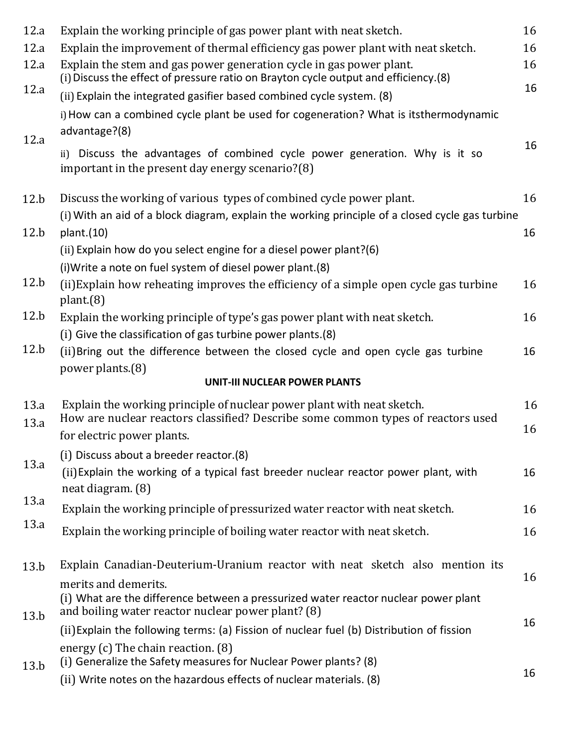| | | |
|---|---|---|
| 12.a | Explain the working principle of gas power plant with neat sketch. | 16 |
| 12.a | Explain the improvement of thermal efficiency gas power plant with neat sketch. | 16 |
| 12.a | Explain the stem and gas power generation cycle in gas power plant. | 16 |
| 12.a | (i) Discuss the effect of pressure ratio on Brayton cycle output and efficiency.(8)<br>(ii) Explain the integrated gasifier based combined cycle system. (8) | 16 |
| 12.a | i) How can a combined cycle plant be used for cogeneration? What is itsthermodynamic advantage?(8)<br>ii) Discuss the advantages of combined cycle power generation. Why is it so important in the present day energy scenario?(8) | 16 |
| 12.b | Discuss the working of various types of combined cycle power plant. | 16 |
| 12.b | (i) With an aid of a block diagram, explain the working principle of a closed cycle gas turbine plant.(10)<br>(ii) Explain how do you select engine for a diesel power plant?(6) | 16 |
| 12.b | (i)Write a note on fuel system of diesel power plant.(8)<br>(ii)Explain how reheating improves the efficiency of a simple open cycle gas turbine plant.(8) | 16 |
| 12.b | Explain the working principle of type's gas power plant with neat sketch. | 16 |
| 12.b | (i) Give the classification of gas turbine power plants.(8)<br>(ii)Bring out the difference between the closed cycle and open cycle gas turbine power plants.(8) | 16 |

## UNIT-III NUCLEAR POWER PLANTS

| | | |
|---|---|---|
| 13.a | Explain the working principle of nuclear power plant with neat sketch. | 16 |
| 13.a | How are nuclear reactors classified? Describe some common types of reactors used for electric power plants. | 16 |
| 13.a | (i) Discuss about a breeder reactor.(8)<br>(ii)Explain the working of a typical fast breeder nuclear reactor power plant, with neat diagram. (8) | 16 |
| 13.a | Explain the working principle of pressurized water reactor with neat sketch. | 16 |
| 13.a | Explain the working principle of boiling water reactor with neat sketch. | 16 |
| 13.b | Explain Canadian-Deuterium-Uranium reactor with neat sketch also mention its merits and demerits. | 16 |
| 13.b | (i) What are the difference between a pressurized water reactor nuclear power plant and boiling water reactor nuclear power plant? (8)<br>(ii)Explain the following terms: (a) Fission of nuclear fuel (b) Distribution of fission energy (c) The chain reaction. (8) | 16 |
| 13.b | (i) Generalize the Safety measures for Nuclear Power plants? (8)<br>(ii) Write notes on the hazardous effects of nuclear materials. (8) | 16 |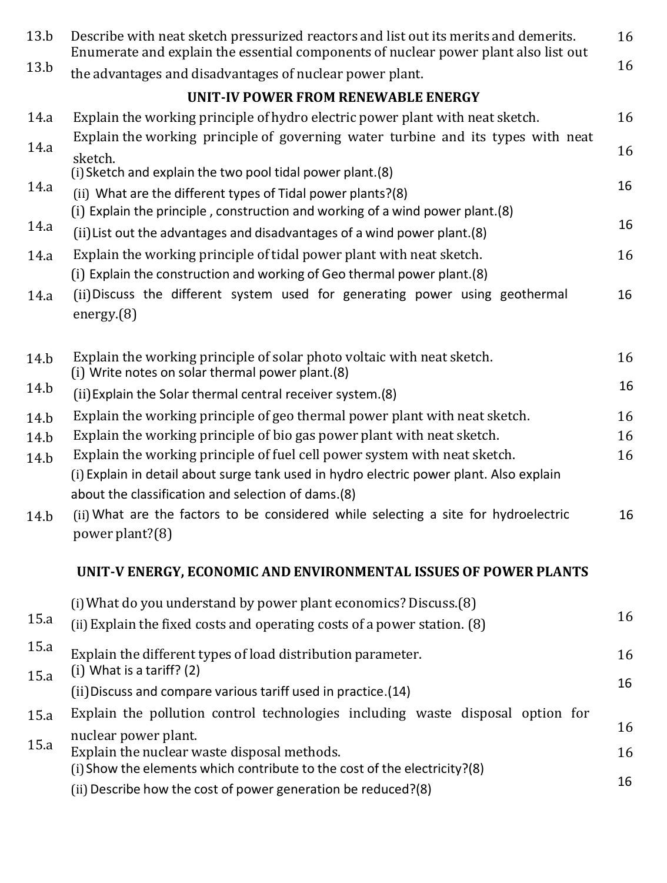| Q.No | Question | Marks |
|---|---|---|
| 13.b | Describe with neat sketch pressurized reactors and list out its merits and demerits. | 16 |
| 13.b | Enumerate and explain the essential components of nuclear power plant also list out the advantages and disadvantages of nuclear power plant. | 16 |

## UNIT-IV POWER FROM RENEWABLE ENERGY

| Q.No | Question | Marks |
|---|---|---|
| 14.a | Explain the working principle of hydro electric power plant with neat sketch. | 16 |
| 14.a | Explain the working principle of governing water turbine and its types with neat sketch. | 16 |
| 14.a | (i) Sketch and explain the two pool tidal power plant.(8)<br>(ii) What are the different types of Tidal power plants?(8) | 16 |
| 14.a | (i) Explain the principle , construction and working of a wind power plant.(8)<br>(ii) List out the advantages and disadvantages of a wind power plant.(8) | 16 |
| 14.a | Explain the working principle of tidal power plant with neat sketch. | 16 |
| 14.a | (i) Explain the construction and working of Geo thermal power plant.(8)<br>(ii) Discuss the different system used for generating power using geothermal energy.(8) | 16 |
| 14.b | Explain the working principle of solar photo voltaic with neat sketch. | 16 |
| 14.b | (i) Write notes on solar thermal power plant.(8)<br>(ii) Explain the Solar thermal central receiver system.(8) | 16 |
| 14.b | Explain the working principle of geo thermal power plant with neat sketch. | 16 |
| 14.b | Explain the working principle of bio gas power plant with neat sketch. | 16 |
| 14.b | Explain the working principle of fuel cell power system with neat sketch. | 16 |
| 14.b | (i) Explain in detail about surge tank used in hydro electric power plant. Also explain about the classification and selection of dams.(8)<br>(ii) What are the factors to be considered while selecting a site for hydroelectric power plant?(8) | 16 |

## UNIT-V ENERGY, ECONOMIC AND ENVIRONMENTAL ISSUES OF POWER PLANTS

| Q.No | Question | Marks |
|---|---|---|
| 15.a | (i) What do you understand by power plant economics? Discuss.(8)<br>(ii) Explain the fixed costs and operating costs of a power station. (8) | 16 |
| 15.a | Explain the different types of load distribution parameter. | 16 |
| 15.a | (i) What is a tariff? (2)<br>(ii) Discuss and compare various tariff used in practice.(14) | 16 |
| 15.a | Explain the pollution control technologies including waste disposal option for nuclear power plant. | 16 |
| 15.a | Explain the nuclear waste disposal methods. | 16 |
| | (i) Show the elements which contribute to the cost of the electricity?(8)<br>(ii) Describe how the cost of power generation be reduced?(8) | 16 |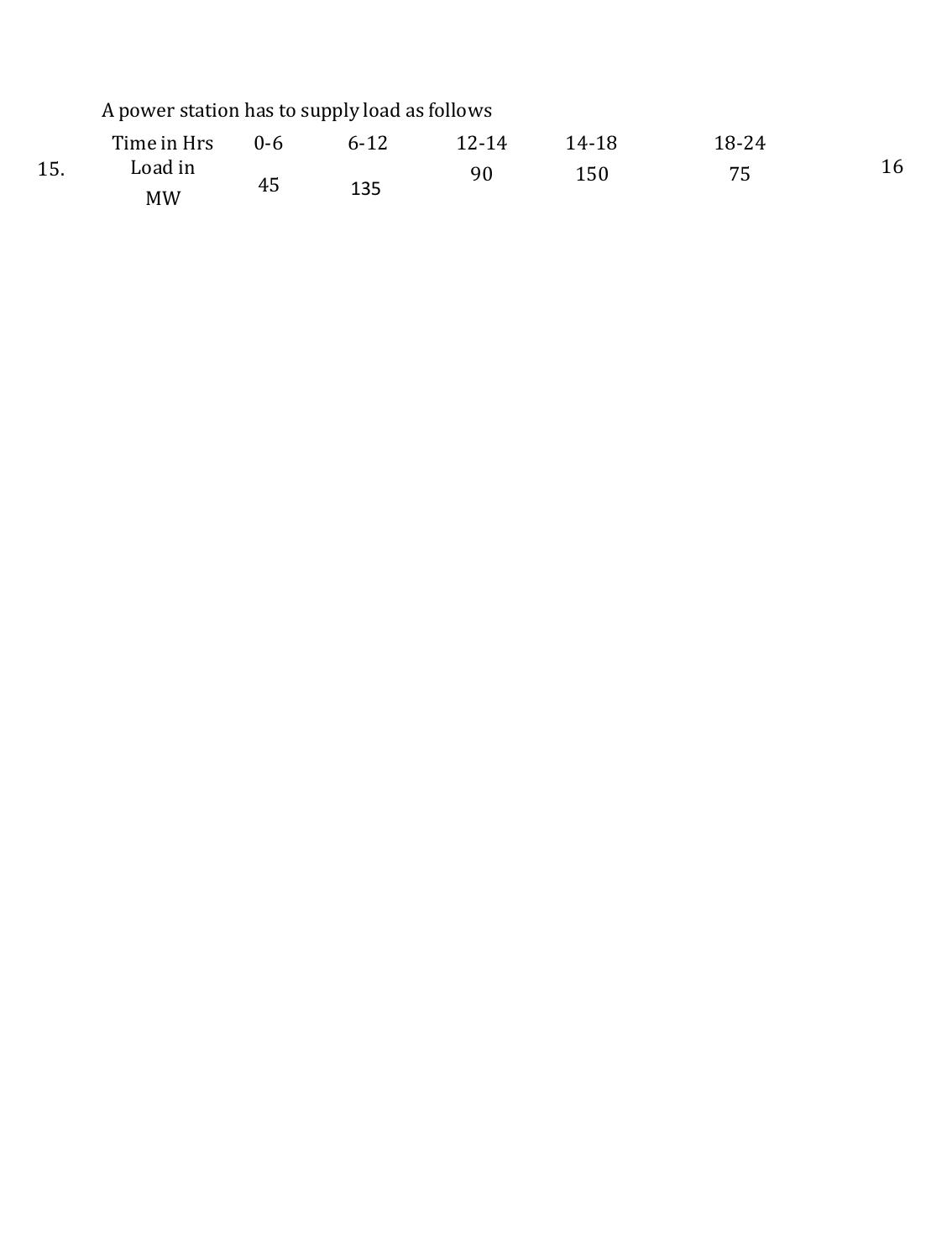15. A power station has to supply load as follows

| Time in Hrs | 0-6 | 6-12 | 12-14 | 14-18 | 18-24 |
|---|---|---|---|---|---|
| Load in MW | 45 | 135 | 90 | 150 | 75 |

16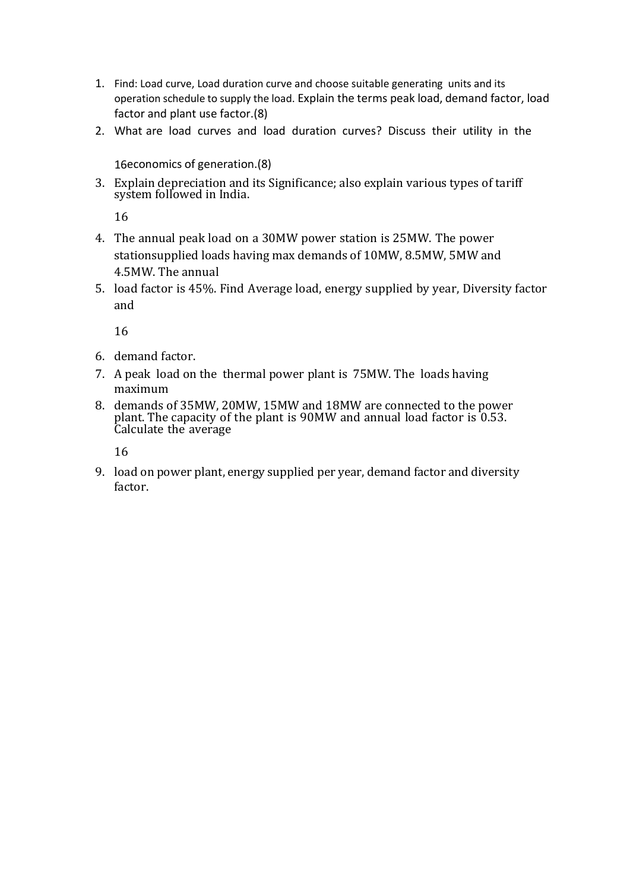1. Find: Load curve, Load duration curve and choose suitable generating units and its operation schedule to supply the load. Explain the terms peak load, demand factor, load factor and plant use factor.(8)
2. What are load curves and load duration curves? Discuss their utility in the

   16economics of generation.(8)
3. Explain depreciation and its Significance; also explain various types of tariff system followed in India.

   16
4. The annual peak load on a 30MW power station is 25MW. The power stationsupplied loads having max demands of 10MW, 8.5MW, 5MW and 4.5MW. The annual
5. load factor is 45%. Find Average load, energy supplied by year, Diversity factor and

   16
6. demand factor.
7. A peak load on the thermal power plant is 75MW. The loads having maximum
8. demands of 35MW, 20MW, 15MW and 18MW are connected to the power plant. The capacity of the plant is 90MW and annual load factor is 0.53. Calculate the average

   16
9. load on power plant, energy supplied per year, demand factor and diversity factor.